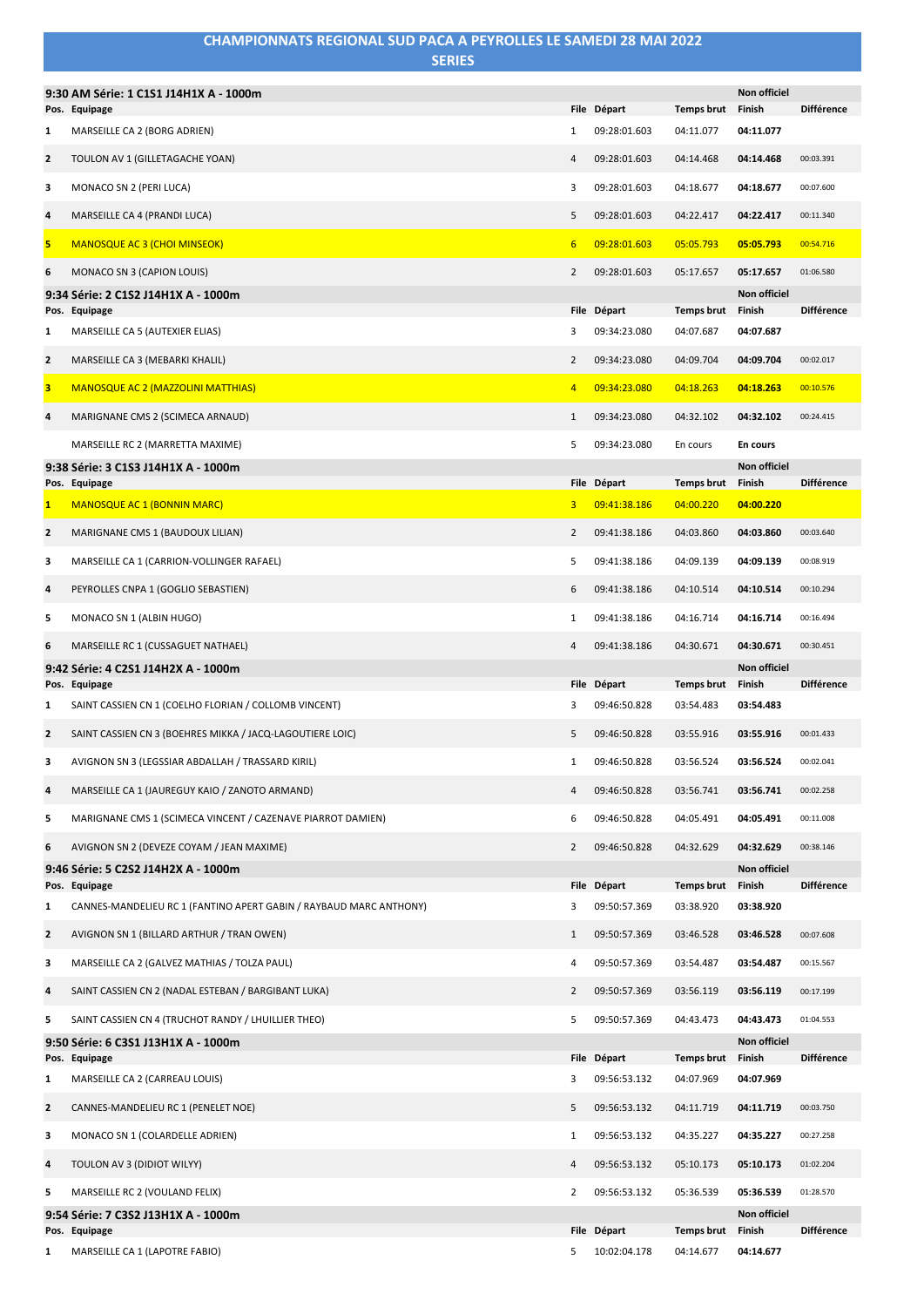# CHAMPIONNATS REGIONAL SUD PACA A PEYROLLES LE SAMEDI 28 MAI 2022

## SERIES

### 9:30 AM Série: 1 C1S1 J14H1X A - 1000m

| Pos. | Equipage | File | Départ | Temps brut | Non officiel Finish | Différence |
|---|---|---|---|---|---|---|
| 1 | MARSEILLE CA 2 (BORG ADRIEN) | 1 | 09:28:01.603 | 04:11.077 | **04:11.077** | |
| 2 | TOULON AV 1 (GILLETAGACHE YOAN) | 4 | 09:28:01.603 | 04:14.468 | **04:14.468** | 00:03.391 |
| 3 | MONACO SN 2 (PERI LUCA) | 3 | 09:28:01.603 | 04:18.677 | **04:18.677** | 00:07.600 |
| 4 | MARSEILLE CA 4 (PRANDI LUCA) | 5 | 09:28:01.603 | 04:22.417 | **04:22.417** | 00:11.340 |
| 5 | MANOSQUE AC 3 (CHOI MINSEOK) | 6 | 09:28:01.603 | 05:05.793 | **05:05.793** | 00:54.716 |
| 6 | MONACO SN 3 (CAPION LOUIS) | 2 | 09:28:01.603 | 05:17.657 | **05:17.657** | 01:06.580 |

### 9:34 Série: 2 C1S2 J14H1X A - 1000m

| Pos. | Equipage | File | Départ | Temps brut | Non officiel Finish | Différence |
|---|---|---|---|---|---|---|
| 1 | MARSEILLE CA 5 (AUTEXIER ELIAS) | 3 | 09:34:23.080 | 04:07.687 | **04:07.687** | |
| 2 | MARSEILLE CA 3 (MEBARKI KHALIL) | 2 | 09:34:23.080 | 04:09.704 | **04:09.704** | 00:02.017 |
| 3 | MANOSQUE AC 2 (MAZZOLINI MATTHIAS) | 4 | 09:34:23.080 | 04:18.263 | **04:18.263** | 00:10.576 |
| 4 | MARIGNANE CMS 2 (SCIMECA ARNAUD) | 1 | 09:34:23.080 | 04:32.102 | **04:32.102** | 00:24.415 |
| | MARSEILLE RC 2 (MARRETTA MAXIME) | 5 | 09:34:23.080 | En cours | **En cours** | |

### 9:38 Série: 3 C1S3 J14H1X A - 1000m

| Pos. | Equipage | File | Départ | Temps brut | Non officiel Finish | Différence |
|---|---|---|---|---|---|---|
| 1 | MANOSQUE AC 1 (BONNIN MARC) | 3 | 09:41:38.186 | 04:00.220 | **04:00.220** | |
| 2 | MARIGNANE CMS 1 (BAUDOUX LILIAN) | 2 | 09:41:38.186 | 04:03.860 | **04:03.860** | 00:03.640 |
| 3 | MARSEILLE CA 1 (CARRION-VOLLINGER RAFAEL) | 5 | 09:41:38.186 | 04:09.139 | **04:09.139** | 00:08.919 |
| 4 | PEYROLLES CNPA 1 (GOGLIO SEBASTIEN) | 6 | 09:41:38.186 | 04:10.514 | **04:10.514** | 00:10.294 |
| 5 | MONACO SN 1 (ALBIN HUGO) | 1 | 09:41:38.186 | 04:16.714 | **04:16.714** | 00:16.494 |
| 6 | MARSEILLE RC 1 (CUSSAGUET NATHAEL) | 4 | 09:41:38.186 | 04:30.671 | **04:30.671** | 00:30.451 |

### 9:42 Série: 4 C2S1 J14H2X A - 1000m

| Pos. | Equipage | File | Départ | Temps brut | Non officiel Finish | Différence |
|---|---|---|---|---|---|---|
| 1 | SAINT CASSIEN CN 1 (COELHO FLORIAN / COLLOMB VINCENT) | 3 | 09:46:50.828 | 03:54.483 | **03:54.483** | |
| 2 | SAINT CASSIEN CN 3 (BOEHRES MIKKA / JACQ-LAGOUTIERE LOIC) | 5 | 09:46:50.828 | 03:55.916 | **03:55.916** | 00:01.433 |
| 3 | AVIGNON SN 3 (LEGSSIAR ABDALLAH / TRASSARD KIRIL) | 1 | 09:46:50.828 | 03:56.524 | **03:56.524** | 00:02.041 |
| 4 | MARSEILLE CA 1 (JAUREGUY KAIO / ZANOTO ARMAND) | 4 | 09:46:50.828 | 03:56.741 | **03:56.741** | 00:02.258 |
| 5 | MARIGNANE CMS 1 (SCIMECA VINCENT / CAZENAVE PIARROT DAMIEN) | 6 | 09:46:50.828 | 04:05.491 | **04:05.491** | 00:11.008 |
| 6 | AVIGNON SN 2 (DEVEZE COYAM / JEAN MAXIME) | 2 | 09:46:50.828 | 04:32.629 | **04:32.629** | 00:38.146 |

### 9:46 Série: 5 C2S2 J14H2X A - 1000m

| Pos. | Equipage | File | Départ | Temps brut | Non officiel Finish | Différence |
|---|---|---|---|---|---|---|
| 1 | CANNES-MANDELIEU RC 1 (FANTINO APERT GABIN / RAYBAUD MARC ANTHONY) | 3 | 09:50:57.369 | 03:38.920 | **03:38.920** | |
| 2 | AVIGNON SN 1 (BILLARD ARTHUR / TRAN OWEN) | 1 | 09:50:57.369 | 03:46.528 | **03:46.528** | 00:07.608 |
| 3 | MARSEILLE CA 2 (GALVEZ MATHIAS / TOLZA PAUL) | 4 | 09:50:57.369 | 03:54.487 | **03:54.487** | 00:15.567 |
| 4 | SAINT CASSIEN CN 2 (NADAL ESTEBAN / BARGIBANT LUKA) | 2 | 09:50:57.369 | 03:56.119 | **03:56.119** | 00:17.199 |
| 5 | SAINT CASSIEN CN 4 (TRUCHOT RANDY / LHUILLIER THEO) | 5 | 09:50:57.369 | 04:43.473 | **04:43.473** | 01:04.553 |

### 9:50 Série: 6 C3S1 J13H1X A - 1000m

| Pos. | Equipage | File | Départ | Temps brut | Non officiel Finish | Différence |
|---|---|---|---|---|---|---|
| 1 | MARSEILLE CA 2 (CARREAU LOUIS) | 3 | 09:56:53.132 | 04:07.969 | **04:07.969** | |
| 2 | CANNES-MANDELIEU RC 1 (PENELET NOE) | 5 | 09:56:53.132 | 04:11.719 | **04:11.719** | 00:03.750 |
| 3 | MONACO SN 1 (COLARDELLE ADRIEN) | 1 | 09:56:53.132 | 04:35.227 | **04:35.227** | 00:27.258 |
| 4 | TOULON AV 3 (DIDIOT WILYY) | 4 | 09:56:53.132 | 05:10.173 | **05:10.173** | 01:02.204 |
| 5 | MARSEILLE RC 2 (VOULAND FELIX) | 2 | 09:56:53.132 | 05:36.539 | **05:36.539** | 01:28.570 |

### 9:54 Série: 7 C3S2 J13H1X A - 1000m

| Pos. | Equipage | File | Départ | Temps brut | Non officiel Finish | Différence |
|---|---|---|---|---|---|---|
| 1 | MARSEILLE CA 1 (LAPOTRE FABIO) | 5 | 10:02:04.178 | 04:14.677 | **04:14.677** | |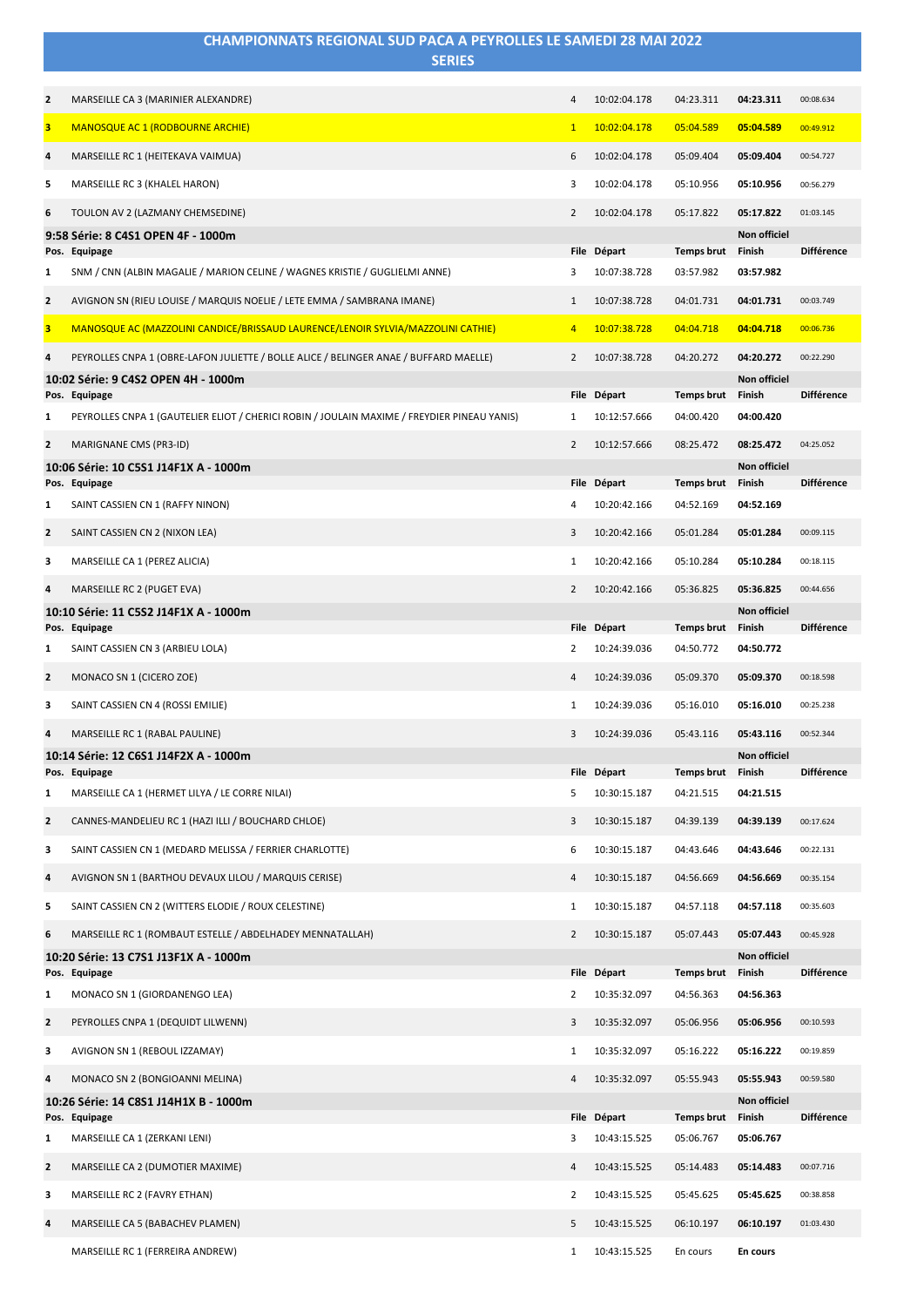# CHAMPIONNATS REGIONAL SUD PACA A PEYROLLES LE SAMEDI 28 MAI 2022

## SERIES

| | | | | | | |
|---|---|---|---|---|---|---|
| 2 | MARSEILLE CA 3 (MARINIER ALEXANDRE) | 4 | 10:02:04.178 | 04:23.311 | **04:23.311** | 00:08.634 |
| 3 | MANOSQUE AC 1 (RODBOURNE ARCHIE) | 1 | 10:02:04.178 | 05:04.589 | **05:04.589** | 00:49.912 |
| 4 | MARSEILLE RC 1 (HEITEKAVA VAIMUA) | 6 | 10:02:04.178 | 05:09.404 | **05:09.404** | 00:54.727 |
| 5 | MARSEILLE RC 3 (KHALEL HARON) | 3 | 10:02:04.178 | 05:10.956 | **05:10.956** | 00:56.279 |
| 6 | TOULON AV 2 (LAZMANY CHEMSEDINE) | 2 | 10:02:04.178 | 05:17.822 | **05:17.822** | 01:03.145 |

### 9:58 Série: 8 C4S1 OPEN 4F - 1000m

| Pos. | Equipage | File | Départ | Temps brut | Non officiel Finish | Différence |
|---|---|---|---|---|---|---|
| 1 | SNM / CNN (ALBIN MAGALIE / MARION CELINE / WAGNES KRISTIE / GUGLIELMI ANNE) | 3 | 10:07:38.728 | 03:57.982 | **03:57.982** | |
| 2 | AVIGNON SN (RIEU LOUISE / MARQUIS NOELIE / LETE EMMA / SAMBRANA IMANE) | 1 | 10:07:38.728 | 04:01.731 | **04:01.731** | 00:03.749 |
| 3 | MANOSQUE AC (MAZZOLINI CANDICE/BRISSAUD LAURENCE/LENOIR SYLVIA/MAZZOLINI CATHIE) | 4 | 10:07:38.728 | 04:04.718 | **04:04.718** | 00:06.736 |
| 4 | PEYROLLES CNPA 1 (OBRE-LAFON JULIETTE / BOLLE ALICE / BELINGER ANAE / BUFFARD MAELLE) | 2 | 10:07:38.728 | 04:20.272 | **04:20.272** | 00:22.290 |

### 10:02 Série: 9 C4S2 OPEN 4H - 1000m

| Pos. | Equipage | File | Départ | Temps brut | Non officiel Finish | Différence |
|---|---|---|---|---|---|---|
| 1 | PEYROLLES CNPA 1 (GAUTELIER ELIOT / CHERICI ROBIN / JOULAIN MAXIME / FREYDIER PINEAU YANIS) | 1 | 10:12:57.666 | 04:00.420 | **04:00.420** | |
| 2 | MARIGNANE CMS (PR3-ID) | 2 | 10:12:57.666 | 08:25.472 | **08:25.472** | 04:25.052 |

### 10:06 Série: 10 C5S1 J14F1X A - 1000m

| Pos. | Equipage | File | Départ | Temps brut | Non officiel Finish | Différence |
|---|---|---|---|---|---|---|
| 1 | SAINT CASSIEN CN 1 (RAFFY NINON) | 4 | 10:20:42.166 | 04:52.169 | **04:52.169** | |
| 2 | SAINT CASSIEN CN 2 (NIXON LEA) | 3 | 10:20:42.166 | 05:01.284 | **05:01.284** | 00:09.115 |
| 3 | MARSEILLE CA 1 (PEREZ ALICIA) | 1 | 10:20:42.166 | 05:10.284 | **05:10.284** | 00:18.115 |
| 4 | MARSEILLE RC 2 (PUGET EVA) | 2 | 10:20:42.166 | 05:36.825 | **05:36.825** | 00:44.656 |

### 10:10 Série: 11 C5S2 J14F1X A - 1000m

| Pos. | Equipage | File | Départ | Temps brut | Non officiel Finish | Différence |
|---|---|---|---|---|---|---|
| 1 | SAINT CASSIEN CN 3 (ARBIEU LOLA) | 2 | 10:24:39.036 | 04:50.772 | **04:50.772** | |
| 2 | MONACO SN 1 (CICERO ZOE) | 4 | 10:24:39.036 | 05:09.370 | **05:09.370** | 00:18.598 |
| 3 | SAINT CASSIEN CN 4 (ROSSI EMILIE) | 1 | 10:24:39.036 | 05:16.010 | **05:16.010** | 00:25.238 |
| 4 | MARSEILLE RC 1 (RABAL PAULINE) | 3 | 10:24:39.036 | 05:43.116 | **05:43.116** | 00:52.344 |

### 10:14 Série: 12 C6S1 J14F2X A - 1000m

| Pos. | Equipage | File | Départ | Temps brut | Non officiel Finish | Différence |
|---|---|---|---|---|---|---|
| 1 | MARSEILLE CA 1 (HERMET LILYA / LE CORRE NILAI) | 5 | 10:30:15.187 | 04:21.515 | **04:21.515** | |
| 2 | CANNES-MANDELIEU RC 1 (HAZI ILLI / BOUCHARD CHLOE) | 3 | 10:30:15.187 | 04:39.139 | **04:39.139** | 00:17.624 |
| 3 | SAINT CASSIEN CN 1 (MEDARD MELISSA / FERRIER CHARLOTTE) | 6 | 10:30:15.187 | 04:43.646 | **04:43.646** | 00:22.131 |
| 4 | AVIGNON SN 1 (BARTHOU DEVAUX LILOU / MARQUIS CERISE) | 4 | 10:30:15.187 | 04:56.669 | **04:56.669** | 00:35.154 |
| 5 | SAINT CASSIEN CN 2 (WITTERS ELODIE / ROUX CELESTINE) | 1 | 10:30:15.187 | 04:57.118 | **04:57.118** | 00:35.603 |
| 6 | MARSEILLE RC 1 (ROMBAUT ESTELLE / ABDELHADEY MENNATALLAH) | 2 | 10:30:15.187 | 05:07.443 | **05:07.443** | 00:45.928 |

### 10:20 Série: 13 C7S1 J13F1X A - 1000m

| Pos. | Equipage | File | Départ | Temps brut | Non officiel Finish | Différence |
|---|---|---|---|---|---|---|
| 1 | MONACO SN 1 (GIORDANENGO LEA) | 2 | 10:35:32.097 | 04:56.363 | **04:56.363** | |
| 2 | PEYROLLES CNPA 1 (DEQUIDT LILWENN) | 3 | 10:35:32.097 | 05:06.956 | **05:06.956** | 00:10.593 |
| 3 | AVIGNON SN 1 (REBOUL IZZAMAY) | 1 | 10:35:32.097 | 05:16.222 | **05:16.222** | 00:19.859 |
| 4 | MONACO SN 2 (BONGIOANNI MELINA) | 4 | 10:35:32.097 | 05:55.943 | **05:55.943** | 00:59.580 |

### 10:26 Série: 14 C8S1 J14H1X B - 1000m

| Pos. | Equipage | File | Départ | Temps brut | Non officiel Finish | Différence |
|---|---|---|---|---|---|---|
| 1 | MARSEILLE CA 1 (ZERKANI LENI) | 3 | 10:43:15.525 | 05:06.767 | **05:06.767** | |
| 2 | MARSEILLE CA 2 (DUMOTIER MAXIME) | 4 | 10:43:15.525 | 05:14.483 | **05:14.483** | 00:07.716 |
| 3 | MARSEILLE RC 2 (FAVRY ETHAN) | 2 | 10:43:15.525 | 05:45.625 | **05:45.625** | 00:38.858 |
| 4 | MARSEILLE CA 5 (BABACHEV PLAMEN) | 5 | 10:43:15.525 | 06:10.197 | **06:10.197** | 01:03.430 |
| | MARSEILLE RC 1 (FERREIRA ANDREW) | 1 | 10:43:15.525 | En cours | **En cours** | |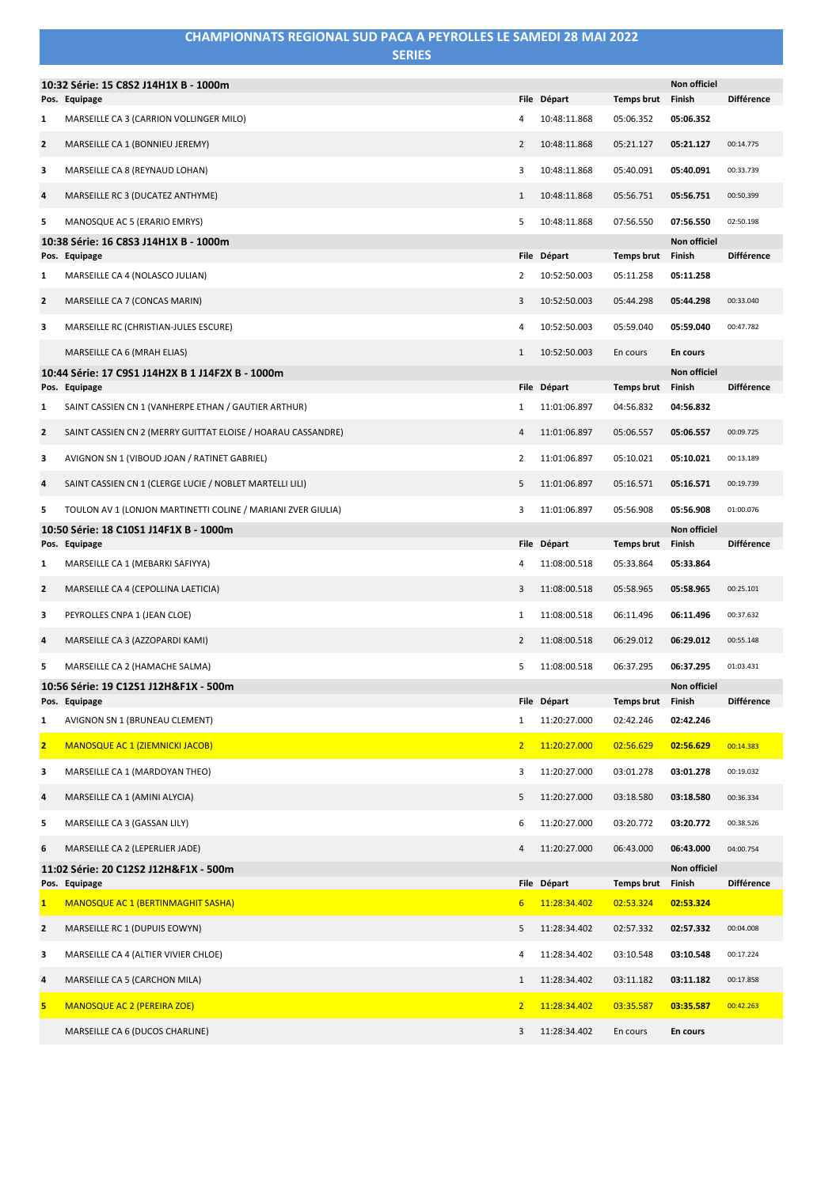# CHAMPIONNATS REGIONAL SUD PACA A PEYROLLES LE SAMEDI 28 MAI 2022
## SERIES

### 10:32 Série: 15 C8S2 J14H1X B - 1000m

| Pos. | Equipage | File | Départ | Temps brut | Non officiel Finish | Différence |
|---|---|---|---|---|---|---|
| 1 | MARSEILLE CA 3 (CARRION VOLLINGER MILO) | 4 | 10:48:11.868 | 05:06.352 | **05:06.352** | |
| 2 | MARSEILLE CA 1 (BONNIEU JEREMY) | 2 | 10:48:11.868 | 05:21.127 | **05:21.127** | 00:14.775 |
| 3 | MARSEILLE CA 8 (REYNAUD LOHAN) | 3 | 10:48:11.868 | 05:40.091 | **05:40.091** | 00:33.739 |
| 4 | MARSEILLE RC 3 (DUCATEZ ANTHYME) | 1 | 10:48:11.868 | 05:56.751 | **05:56.751** | 00:50.399 |
| 5 | MANOSQUE AC 5 (ERARIO EMRYS) | 5 | 10:48:11.868 | 07:56.550 | **07:56.550** | 02:50.198 |

### 10:38 Série: 16 C8S3 J14H1X B - 1000m

| Pos. | Equipage | File | Départ | Temps brut | Non officiel Finish | Différence |
|---|---|---|---|---|---|---|
| 1 | MARSEILLE CA 4 (NOLASCO JULIAN) | 2 | 10:52:50.003 | 05:11.258 | **05:11.258** | |
| 2 | MARSEILLE CA 7 (CONCAS MARIN) | 3 | 10:52:50.003 | 05:44.298 | **05:44.298** | 00:33.040 |
| 3 | MARSEILLE RC (CHRISTIAN-JULES ESCURE) | 4 | 10:52:50.003 | 05:59.040 | **05:59.040** | 00:47.782 |
| | MARSEILLE CA 6 (MRAH ELIAS) | 1 | 10:52:50.003 | En cours | **En cours** | |

### 10:44 Série: 17 C9S1 J14H2X B 1 J14F2X B - 1000m

| Pos. | Equipage | File | Départ | Temps brut | Non officiel Finish | Différence |
|---|---|---|---|---|---|---|
| 1 | SAINT CASSIEN CN 1 (VANHERPE ETHAN / GAUTIER ARTHUR) | 1 | 11:01:06.897 | 04:56.832 | **04:56.832** | |
| 2 | SAINT CASSIEN CN 2 (MERRY GUITTAT ELOISE / HOARAU CASSANDRE) | 4 | 11:01:06.897 | 05:06.557 | **05:06.557** | 00:09.725 |
| 3 | AVIGNON SN 1 (VIBOUD JOAN / RATINET GABRIEL) | 2 | 11:01:06.897 | 05:10.021 | **05:10.021** | 00:13.189 |
| 4 | SAINT CASSIEN CN 1 (CLERGE LUCIE / NOBLET MARTELLI LILI) | 5 | 11:01:06.897 | 05:16.571 | **05:16.571** | 00:19.739 |
| 5 | TOULON AV 1 (LONJON MARTINETTI COLINE / MARIANI ZVER GIULIA) | 3 | 11:01:06.897 | 05:56.908 | **05:56.908** | 01:00.076 |

### 10:50 Série: 18 C10S1 J14F1X B - 1000m

| Pos. | Equipage | File | Départ | Temps brut | Non officiel Finish | Différence |
|---|---|---|---|---|---|---|
| 1 | MARSEILLE CA 1 (MEBARKI SAFIYYA) | 4 | 11:08:00.518 | 05:33.864 | **05:33.864** | |
| 2 | MARSEILLE CA 4 (CEPOLLINA LAETICIA) | 3 | 11:08:00.518 | 05:58.965 | **05:58.965** | 00:25.101 |
| 3 | PEYROLLES CNPA 1 (JEAN CLOE) | 1 | 11:08:00.518 | 06:11.496 | **06:11.496** | 00:37.632 |
| 4 | MARSEILLE CA 3 (AZZOPARDI KAMI) | 2 | 11:08:00.518 | 06:29.012 | **06:29.012** | 00:55.148 |
| 5 | MARSEILLE CA 2 (HAMACHE SALMA) | 5 | 11:08:00.518 | 06:37.295 | **06:37.295** | 01:03.431 |

### 10:56 Série: 19 C12S1 J12H&F1X - 500m

| Pos. | Equipage | File | Départ | Temps brut | Non officiel Finish | Différence |
|---|---|---|---|---|---|---|
| 1 | AVIGNON SN 1 (BRUNEAU CLEMENT) | 1 | 11:20:27.000 | 02:42.246 | **02:42.246** | |
| 2 | MANOSQUE AC 1 (ZIEMNICKI JACOB) | 2 | 11:20:27.000 | 02:56.629 | **02:56.629** | 00:14.383 |
| 3 | MARSEILLE CA 1 (MARDOYAN THEO) | 3 | 11:20:27.000 | 03:01.278 | **03:01.278** | 00:19.032 |
| 4 | MARSEILLE CA 1 (AMINI ALYCIA) | 5 | 11:20:27.000 | 03:18.580 | **03:18.580** | 00:36.334 |
| 5 | MARSEILLE CA 3 (GASSAN LILY) | 6 | 11:20:27.000 | 03:20.772 | **03:20.772** | 00:38.526 |
| 6 | MARSEILLE CA 2 (LEPERLIER JADE) | 4 | 11:20:27.000 | 06:43.000 | **06:43.000** | 04:00.754 |

### 11:02 Série: 20 C12S2 J12H&F1X - 500m

| Pos. | Equipage | File | Départ | Temps brut | Non officiel Finish | Différence |
|---|---|---|---|---|---|---|
| 1 | MANOSQUE AC 1 (BERTINMAGHIT SASHA) | 6 | 11:28:34.402 | 02:53.324 | **02:53.324** | |
| 2 | MARSEILLE RC 1 (DUPUIS EOWYN) | 5 | 11:28:34.402 | 02:57.332 | **02:57.332** | 00:04.008 |
| 3 | MARSEILLE CA 4 (ALTIER VIVIER CHLOE) | 4 | 11:28:34.402 | 03:10.548 | **03:10.548** | 00:17.224 |
| 4 | MARSEILLE CA 5 (CARCHON MILA) | 1 | 11:28:34.402 | 03:11.182 | **03:11.182** | 00:17.858 |
| 5 | MANOSQUE AC 2 (PEREIRA ZOE) | 2 | 11:28:34.402 | 03:35.587 | **03:35.587** | 00:42.263 |
| | MARSEILLE CA 6 (DUCOS CHARLINE) | 3 | 11:28:34.402 | En cours | **En cours** | |